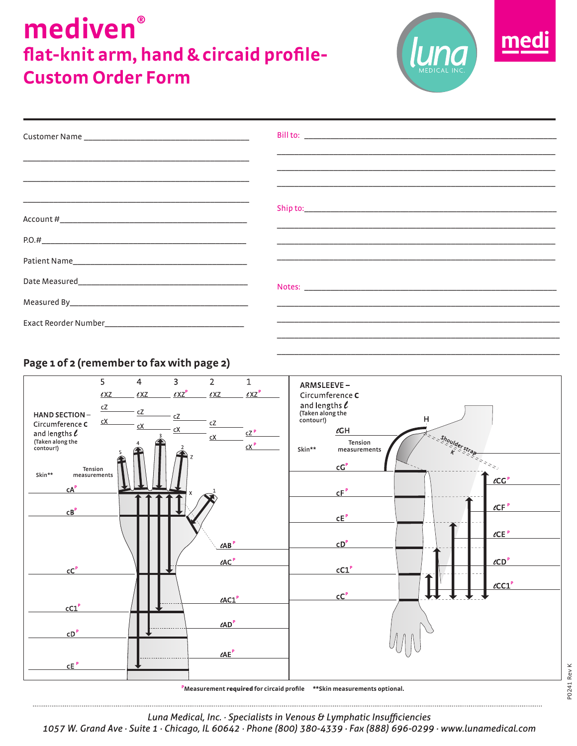# mediven®

## flat-knit arm, hand & circaid profile- Custom Order Form

luna MEDICAL INC.

medi

Customer Name ______________________________________

______________________________________

______________________________________

______________________________________

Account # ______________________________________

P.O.# ______________________________________

Patient Name ______________________________________

Date Measured ______________________________________

Measured By ______________________________________

Exact Reorder Number ______________________________________

Bill to: ______________________________________

______________________________________

______________________________________

______________________________________

Ship to: ______________________________________

______________________________________

______________________________________

______________________________________

Notes: ______________________________________

______________________________________

______________________________________

______________________________________

______________________________________

### Page 1 of 2 (remember to fax with page 2)

**HAND SECTION** – Circumference **c** and lengths ℓ (Taken along the contour!)

| | 5 | 4 | 3 | 2 | 1 |
|---|---|---|---|---|---|
| ℓXZ | ℓXZ | ℓXZ | ℓXZ P | ℓXZ | ℓXZ P |
| cZ | cZ | cZ | cZ | cZ | cZ P |
| cX | cX | cX | cX | cX | cX P |

| Skin** | Tension measurements | | |
|---|---|---|---|
| | cA P | | |
| | cB P | | |
| | | ℓAB P | |
| | cC P | ℓAC P | |
| | cC1 P | ℓAC1 P | |
| | cD P | ℓAD P | |
| | cE P | ℓAE P | |

**ARMSLEEVE** – Circumference **c** and lengths ℓ (Taken along the contour!)

| Skin** | Tension measurements | | |
|---|---|---|---|
| | ℓGH | | |
| | cG P | | |
| | cF P | ℓCG P | |
| | cE P | ℓCF P | |
| | cD P | ℓCE P | |
| | cC1 P | ℓCD P | |
| | cC P | ℓCC1 P | |

H, K, Shoulder strap

P Measurement **required** for circaid profile **Skin measurements optional.

P0241 Rev K

*Luna Medical, Inc. · Specialists in Venous & Lymphatic Insufficiencies*
*1057 W. Grand Ave · Suite 1 · Chicago, IL 60642 · Phone (800) 380-4339 · Fax (888) 696-0299 · www.lunamedical.com*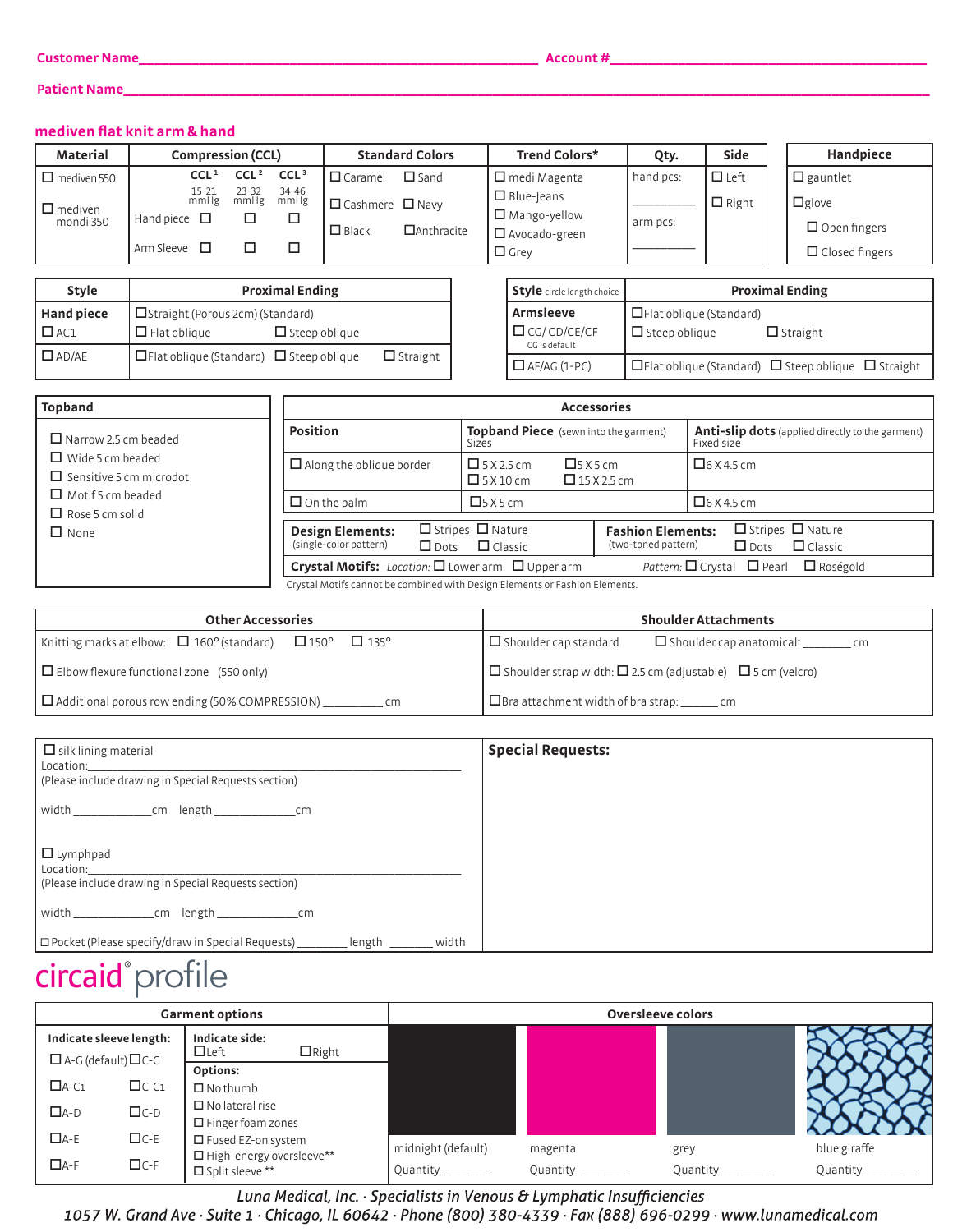**Customer Name**\_\_\_\_\_\_\_\_\_\_\_\_\_\_\_\_\_\_\_\_\_\_\_\_\_\_\_\_\_\_\_\_\_\_\_\_ **Account #**\_\_\_\_\_\_\_\_\_\_\_\_\_\_\_\_\_\_\_\_\_\_\_\_\_\_\_\_\_\_\_\_

**Patient Name**\_\_\_\_\_\_\_\_\_\_\_\_\_\_\_\_\_\_\_\_\_\_\_\_\_\_\_\_\_\_\_\_\_\_\_\_\_\_\_\_\_\_\_\_\_\_\_\_\_\_\_\_\_\_\_\_\_\_\_\_

## mediven flat knit arm & hand

| Material | Compression (CCL) | | | | Standard Colors | | Trend Colors* | Qty. | Side | Handpiece |
|---|---|---|---|---|---|---|---|---|---|---|
| ☐ mediven 550 | | CCL 1 (15-21 mmHg) | CCL 2 (23-32 mmHg) | CCL 3 (34-46 mmHg) | ☐ Caramel | ☐ Sand | ☐ medi Magenta | hand pcs: \_\_\_\_\_\_ | ☐ Left | ☐ gauntlet |
| ☐ mediven mondi 350 | Hand piece | ☐ | ☐ | ☐ | ☐ Cashmere | ☐ Navy | ☐ Blue-Jeans | | ☐ Right | ☐ glove |
| | Arm Sleeve | ☐ | ☐ | ☐ | ☐ Black | ☐ Anthracite | ☐ Mango-yellow | arm pcs: \_\_\_\_\_\_ | | ☐ Open fingers |
| | | | | | | | ☐ Avocado-green | | | ☐ Closed fingers |
| | | | | | | | ☐ Grey | | | |

| Style | Proximal Ending | | |
|---|---|---|---|
| **Hand piece** ☐ AC1 | ☐ Straight (Porous 2cm) (Standard) ☐ Flat oblique | ☐ Steep oblique | |
| ☐ AD/AE | ☐ Flat oblique (Standard) | ☐ Steep oblique | ☐ Straight |

| Style (circle length choice) | Proximal Ending | | |
|---|---|---|---|
| **Armsleeve** ☐ CG/ CD/CE/CF (CG is default) | ☐ Flat oblique (Standard) ☐ Steep oblique | ☐ Straight | |
| ☐ AF/AG (1-PC) | ☐ Flat oblique (Standard) | ☐ Steep oblique | ☐ Straight |

| Topband |
|---|
| ☐ Narrow 2.5 cm beaded |
| ☐ Wide 5 cm beaded |
| ☐ Sensitive 5 cm microdot |
| ☐ Motif 5 cm beaded |
| ☐ Rose 5 cm solid |
| ☐ None |

| Accessories | | |
|---|---|---|
| **Position** | **Topband Piece** (sewn into the garment) Sizes | **Anti-slip dots** (applied directly to the garment) Fixed size |
| ☐ Along the oblique border | ☐ 5 X 2.5 cm ☐ 5 X 5 cm ☐ 5 X 10 cm ☐ 15 X 2.5 cm | ☐ 6 X 4.5 cm |
| ☐ On the palm | ☐ 5 X 5 cm | ☐ 6 X 4.5 cm |

**Design Elements:** (single-color pattern) ☐ Stripes ☐ Nature ☐ Dots ☐ Classic
**Fashion Elements:** (two-toned pattern) ☐ Stripes ☐ Nature ☐ Dots ☐ Classic
**Crystal Motifs:** *Location:* ☐ Lower arm ☐ Upper arm *Pattern:* ☐ Crystal ☐ Pearl ☐ Roségold

Crystal Motifs cannot be combined with Design Elements or Fashion Elements.

| Other Accessories | Shoulder Attachments |
|---|---|
| Knitting marks at elbow: ☐ 160° (standard) ☐ 150° ☐ 135° | ☐ Shoulder cap standard ☐ Shoulder cap anatomical\_\_\_\_\_\_ cm |
| ☐ Elbow flexure functional zone (550 only) | ☐ Shoulder strap width: ☐ 2.5 cm (adjustable) ☐ 5 cm (velcro) |
| ☐ Additional porous row ending (50% COMPRESSION) \_\_\_\_\_\_ cm | ☐ Bra attachment width of bra strap: \_\_\_\_\_\_ cm |

☐ silk lining material
Location:\_\_\_\_\_\_\_\_\_\_\_\_\_\_\_\_\_\_\_\_
(Please include drawing in Special Requests section)

width \_\_\_\_\_\_\_\_cm length \_\_\_\_\_\_\_\_cm

☐ Lymphpad
Location:\_\_\_\_\_\_\_\_\_\_\_\_\_\_\_\_\_\_\_\_
(Please include drawing in Special Requests section)

width \_\_\_\_\_\_\_\_cm length \_\_\_\_\_\_\_\_cm

☐ Pocket (Please specify/draw in Special Requests) \_\_\_\_\_\_ length \_\_\_\_\_\_ width

**Special Requests:**

## circaid® profile

| Garment options | | | Oversleeve colors | | | |
|---|---|---|---|---|---|---|
| **Indicate sleeve length:** | | **Indicate side:** ☐ Left ☐ Right | | | | |
| ☐ A-G (default) | ☐ C-G | **Options:** | | | | |
| ☐ A-C1 | ☐ C-C1 | ☐ No thumb | | | | |
| ☐ A-D | ☐ C-D | ☐ No lateral rise | | | | |
| ☐ A-E | ☐ C-E | ☐ Finger foam zones | | | | |
| ☐ A-F | ☐ C-F | ☐ Fused EZ-on system | midnight (default) | magenta | grey | blue giraffe |
| | | ☐ High-energy oversleeve** ☐ Split sleeve ** | Quantity \_\_\_\_\_\_ | Quantity \_\_\_\_\_\_ | Quantity \_\_\_\_\_\_ | Quantity \_\_\_\_\_\_ |

*Luna Medical, Inc. · Specialists in Venous & Lymphatic Insufficiencies*
*1057 W. Grand Ave · Suite 1 · Chicago, IL 60642 · Phone (800) 380-4339 · Fax (888) 696-0299 · www.lunamedical.com*